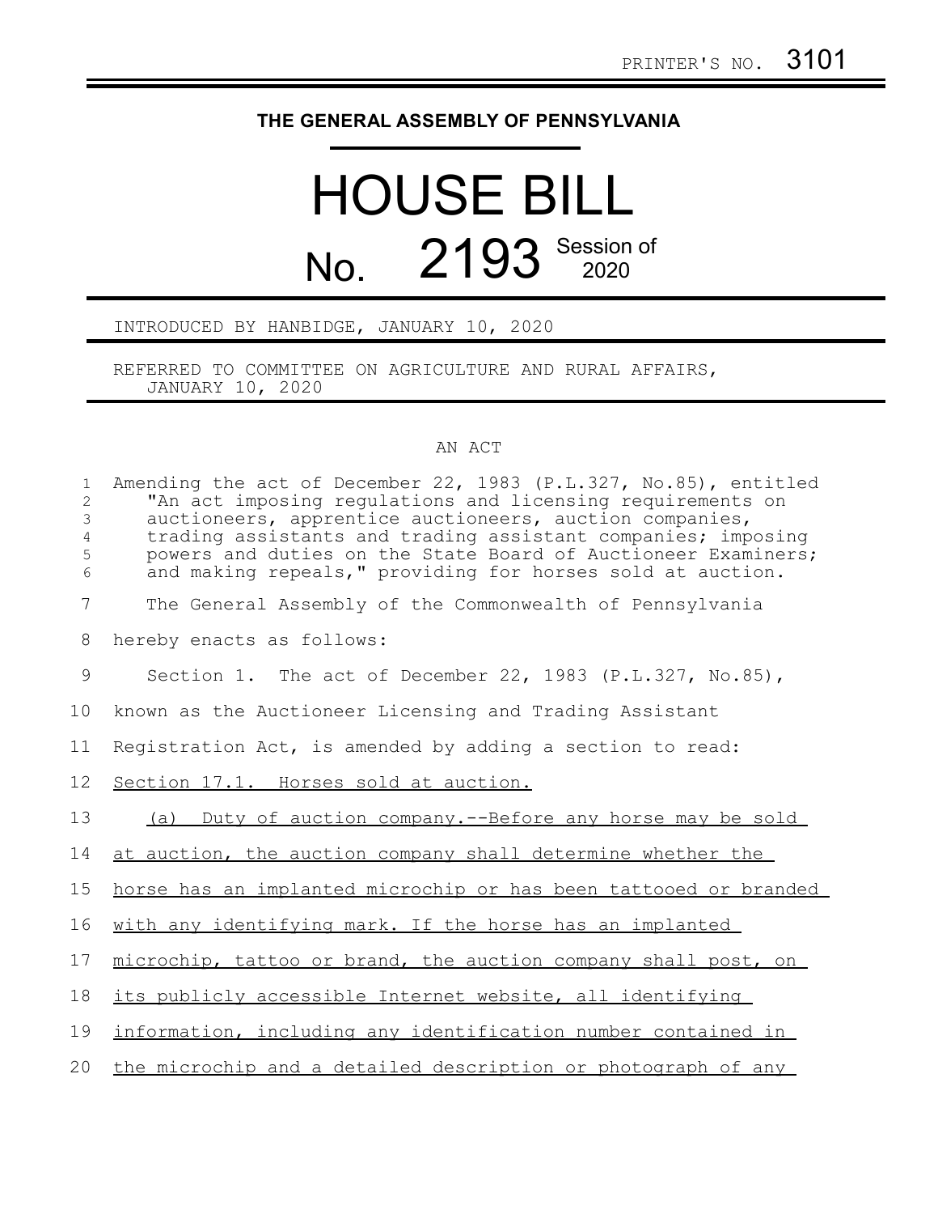PRINTER'S NO. 3101

**THE GENERAL ASSEMBLY OF PENNSYLVANIA**

# HOUSE BILL

# No. 2193 Session of 2020

INTRODUCED BY HANBIDGE, JANUARY 10, 2020

REFERRED TO COMMITTEE ON AGRICULTURE AND RURAL AFFAIRS, JANUARY 10, 2020

AN ACT

Amending the act of December 22, 1983 (P.L.327, No.85), entitled "An act imposing regulations and licensing requirements on auctioneers, apprentice auctioneers, auction companies, trading assistants and trading assistant companies; imposing powers and duties on the State Board of Auctioneer Examiners; and making repeals," providing for horses sold at auction.

The General Assembly of the Commonwealth of Pennsylvania hereby enacts as follows:

Section 1. The act of December 22, 1983 (P.L.327, No.85), known as the Auctioneer Licensing and Trading Assistant Registration Act, is amended by adding a section to read:

<u>Section 17.1. Horses sold at auction.</u>

<u>(a) Duty of auction company.--Before any horse may be sold at auction, the auction company shall determine whether the horse has an implanted microchip or has been tattooed or branded with any identifying mark. If the horse has an implanted microchip, tattoo or brand, the auction company shall post, on its publicly accessible Internet website, all identifying information, including any identification number contained in the microchip and a detailed description or photograph of any</u>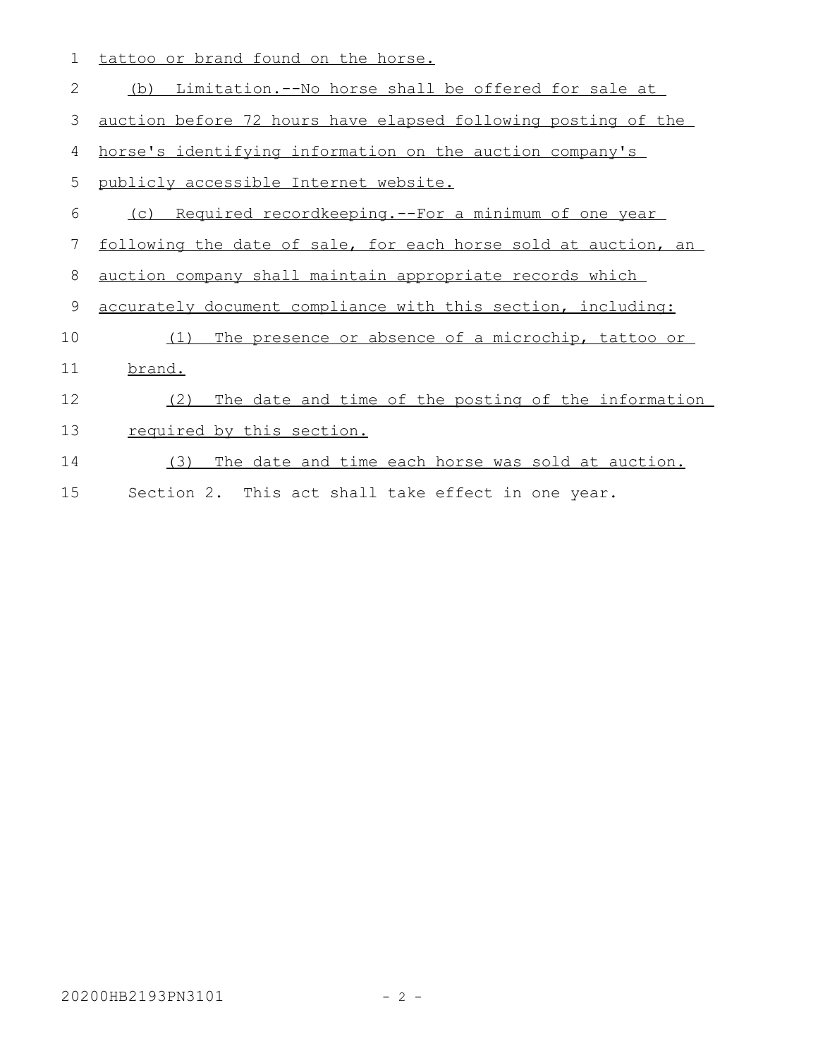tattoo or brand found on the horse.

(b) Limitation.--No horse shall be offered for sale at auction before 72 hours have elapsed following posting of the horse's identifying information on the auction company's publicly accessible Internet website.

(c) Required recordkeeping.--For a minimum of one year following the date of sale, for each horse sold at auction, an auction company shall maintain appropriate records which accurately document compliance with this section, including:

(1) The presence or absence of a microchip, tattoo or brand.

(2) The date and time of the posting of the information required by this section.

(3) The date and time each horse was sold at auction.

Section 2. This act shall take effect in one year.